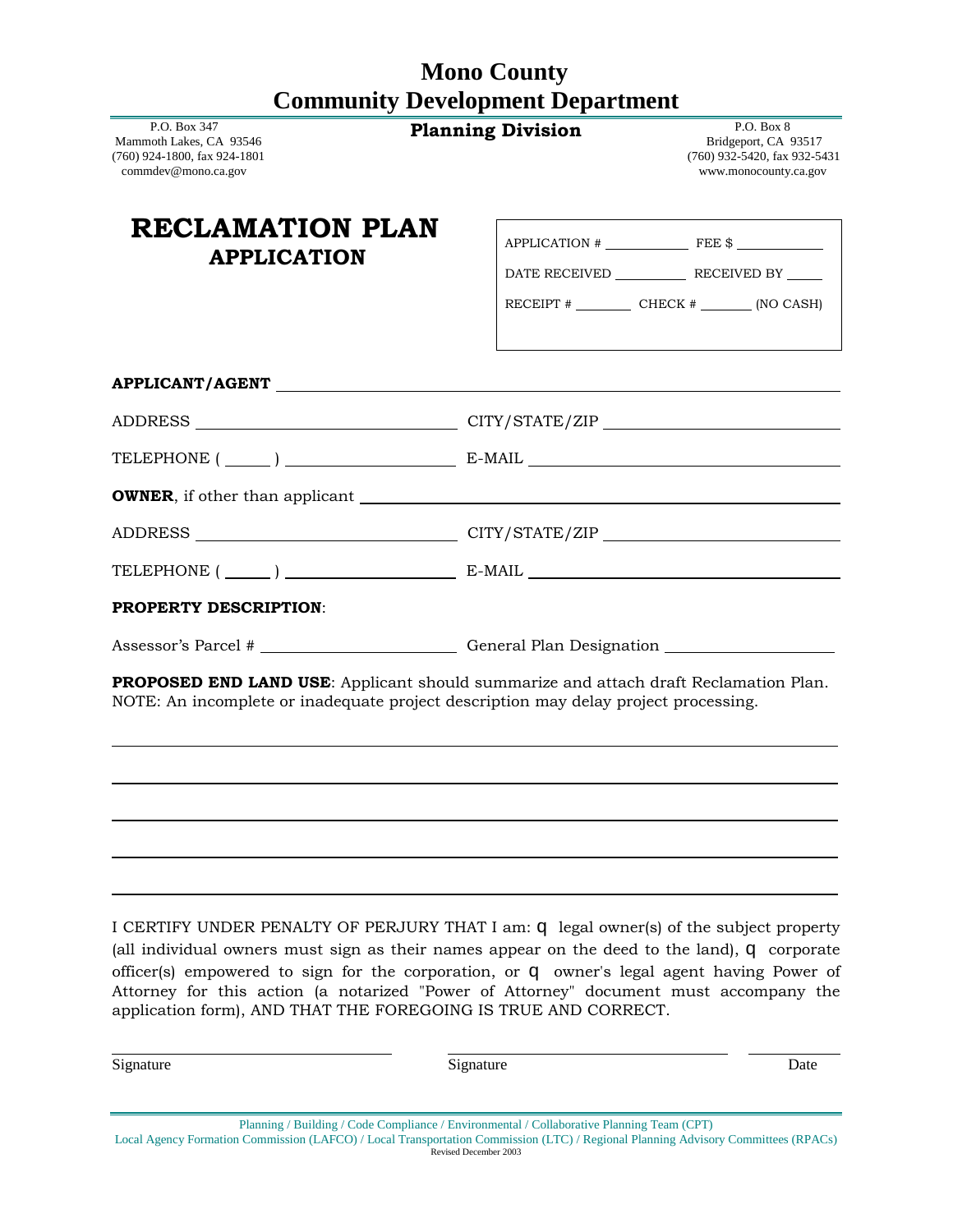# Mono County
# Community Development Department

P.O. Box 347
Mammoth Lakes, CA 93546
(760) 924-1800, fax 924-1801
commdev@mono.ca.gov

**Planning Division**

P.O. Box 8
Bridgeport, CA 93517
(760) 932-5420, fax 932-5431
www.monocounty.ca.gov

## RECLAMATION PLAN
### APPLICATION

APPLICATION # ____________ FEE $ ____________

DATE RECEIVED __________ RECEIVED BY _____

RECEIPT # ________ CHECK # _______ (NO CASH)

**APPLICANT/AGENT** ________________________________________________

ADDRESS ______________________________ CITY/STATE/ZIP ______________________________

TELEPHONE ( _____ ) ____________________ E-MAIL ____________________________________

**OWNER**, if other than applicant ______________________________________________

ADDRESS ______________________________ CITY/STATE/ZIP ______________________________

TELEPHONE ( _____ ) ____________________ E-MAIL ____________________________________

**PROPERTY DESCRIPTION**:

Assessor's Parcel # ______________________ General Plan Designation ____________________

**PROPOSED END LAND USE**: Applicant should summarize and attach draft Reclamation Plan. NOTE: An incomplete or inadequate project description may delay project processing.

______________________________________________________________________________

______________________________________________________________________________

______________________________________________________________________________

______________________________________________________________________________

______________________________________________________________________________

I CERTIFY UNDER PENALTY OF PERJURY THAT I am: ☐ legal owner(s) of the subject property (all individual owners must sign as their names appear on the deed to the land), ☐ corporate officer(s) empowered to sign for the corporation, or ☐ owner's legal agent having Power of Attorney for this action (a notarized "Power of Attorney" document must accompany the application form), AND THAT THE FOREGOING IS TRUE AND CORRECT.

______________________________ ______________________________ ____________

Signature Signature Date

Planning / Building / Code Compliance / Environmental / Collaborative Planning Team (CPT)
Local Agency Formation Commission (LAFCO) / Local Transportation Commission (LTC) / Regional Planning Advisory Committees (RPACs)
Revised December 2003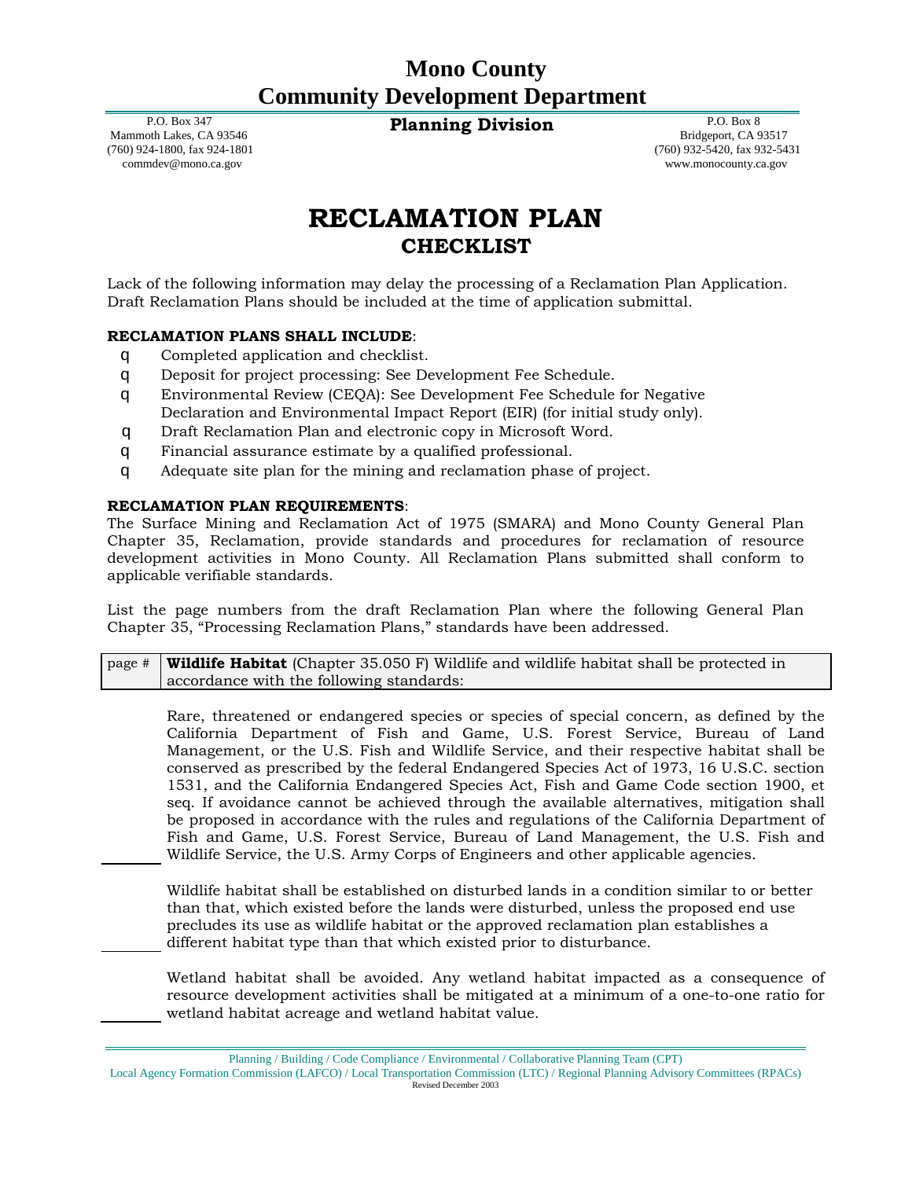# Mono County
# Community Development Department

P.O. Box 347
Mammoth Lakes, CA 93546
(760) 924-1800, fax 924-1801
commdev@mono.ca.gov

**Planning Division**

P.O. Box 8
Bridgeport, CA 93517
(760) 932-5420, fax 932-5431
www.monocounty.ca.gov

# RECLAMATION PLAN
## CHECKLIST

Lack of the following information may delay the processing of a Reclamation Plan Application. Draft Reclamation Plans should be included at the time of application submittal.

**RECLAMATION PLANS SHALL INCLUDE**:

- ☐ Completed application and checklist.
- ☐ Deposit for project processing: See Development Fee Schedule.
- ☐ Environmental Review (CEQA): See Development Fee Schedule for Negative Declaration and Environmental Impact Report (EIR) (for initial study only).
- ☐ Draft Reclamation Plan and electronic copy in Microsoft Word.
- ☐ Financial assurance estimate by a qualified professional.
- ☐ Adequate site plan for the mining and reclamation phase of project.

**RECLAMATION PLAN REQUIREMENTS**:
The Surface Mining and Reclamation Act of 1975 (SMARA) and Mono County General Plan Chapter 35, Reclamation, provide standards and procedures for reclamation of resource development activities in Mono County. All Reclamation Plans submitted shall conform to applicable verifiable standards.

List the page numbers from the draft Reclamation Plan where the following General Plan Chapter 35, "Processing Reclamation Plans," standards have been addressed.

| page # | **Wildlife Habitat** (Chapter 35.050 F) Wildlife and wildlife habitat shall be protected in accordance with the following standards: |
|---|---|
| ______ | Rare, threatened or endangered species or species of special concern, as defined by the California Department of Fish and Game, U.S. Forest Service, Bureau of Land Management, or the U.S. Fish and Wildlife Service, and their respective habitat shall be conserved as prescribed by the federal Endangered Species Act of 1973, 16 U.S.C. section 1531, and the California Endangered Species Act, Fish and Game Code section 1900, et seq. If avoidance cannot be achieved through the available alternatives, mitigation shall be proposed in accordance with the rules and regulations of the California Department of Fish and Game, U.S. Forest Service, Bureau of Land Management, the U.S. Fish and Wildlife Service, the U.S. Army Corps of Engineers and other applicable agencies. |
| ______ | Wildlife habitat shall be established on disturbed lands in a condition similar to or better than that, which existed before the lands were disturbed, unless the proposed end use precludes its use as wildlife habitat or the approved reclamation plan establishes a different habitat type than that which existed prior to disturbance. |
| ______ | Wetland habitat shall be avoided. Any wetland habitat impacted as a consequence of resource development activities shall be mitigated at a minimum of a one-to-one ratio for wetland habitat acreage and wetland habitat value. |

Planning / Building / Code Compliance / Environmental / Collaborative Planning Team (CPT)
Local Agency Formation Commission (LAFCO) / Local Transportation Commission (LTC) / Regional Planning Advisory Committees (RPACs)
Revised December 2003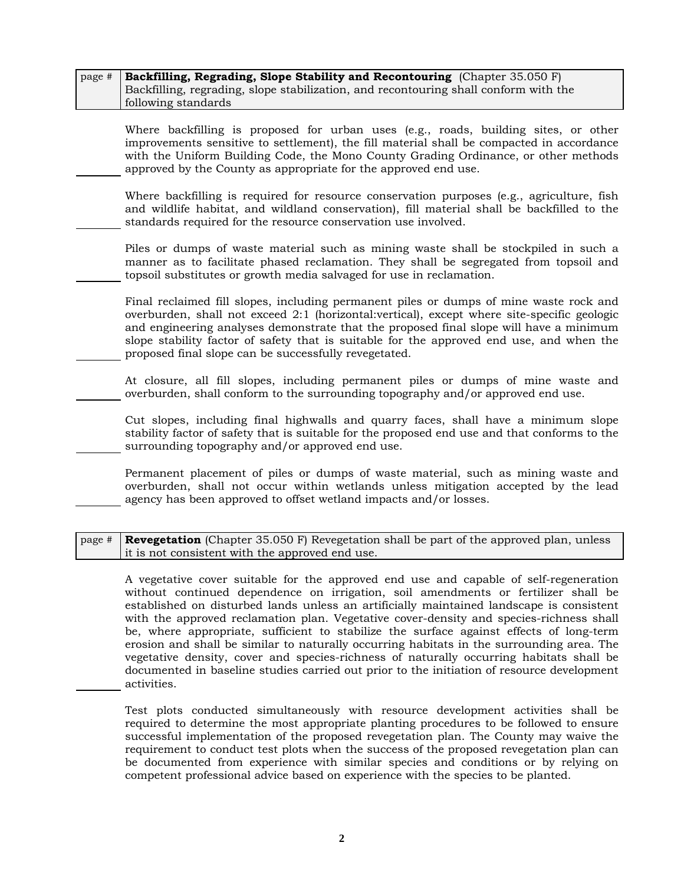| page # | **Backfilling, Regrading, Slope Stability and Recontouring** (Chapter 35.050 F) Backfilling, regrading, slope stabilization, and recontouring shall conform with the following standards |
|---|---|

_______ Where backfilling is proposed for urban uses (e.g., roads, building sites, or other improvements sensitive to settlement), the fill material shall be compacted in accordance with the Uniform Building Code, the Mono County Grading Ordinance, or other methods approved by the County as appropriate for the approved end use.

_______ Where backfilling is required for resource conservation purposes (e.g., agriculture, fish and wildlife habitat, and wildland conservation), fill material shall be backfilled to the standards required for the resource conservation use involved.

_______ Piles or dumps of waste material such as mining waste shall be stockpiled in such a manner as to facilitate phased reclamation. They shall be segregated from topsoil and topsoil substitutes or growth media salvaged for use in reclamation.

_______ Final reclaimed fill slopes, including permanent piles or dumps of mine waste rock and overburden, shall not exceed 2:1 (horizontal:vertical), except where site-specific geologic and engineering analyses demonstrate that the proposed final slope will have a minimum slope stability factor of safety that is suitable for the approved end use, and when the proposed final slope can be successfully revegetated.

_______ At closure, all fill slopes, including permanent piles or dumps of mine waste and overburden, shall conform to the surrounding topography and/or approved end use.

_______ Cut slopes, including final highwalls and quarry faces, shall have a minimum slope stability factor of safety that is suitable for the proposed end use and that conforms to the surrounding topography and/or approved end use.

_______ Permanent placement of piles or dumps of waste material, such as mining waste and overburden, shall not occur within wetlands unless mitigation accepted by the lead agency has been approved to offset wetland impacts and/or losses.

| page # | **Revegetation** (Chapter 35.050 F) Revegetation shall be part of the approved plan, unless it is not consistent with the approved end use. |
|---|---|

_______ A vegetative cover suitable for the approved end use and capable of self-regeneration without continued dependence on irrigation, soil amendments or fertilizer shall be established on disturbed lands unless an artificially maintained landscape is consistent with the approved reclamation plan. Vegetative cover-density and species-richness shall be, where appropriate, sufficient to stabilize the surface against effects of long-term erosion and shall be similar to naturally occurring habitats in the surrounding area. The vegetative density, cover and species-richness of naturally occurring habitats shall be documented in baseline studies carried out prior to the initiation of resource development activities.

Test plots conducted simultaneously with resource development activities shall be required to determine the most appropriate planting procedures to be followed to ensure successful implementation of the proposed revegetation plan. The County may waive the requirement to conduct test plots when the success of the proposed revegetation plan can be documented from experience with similar species and conditions or by relying on competent professional advice based on experience with the species to be planted.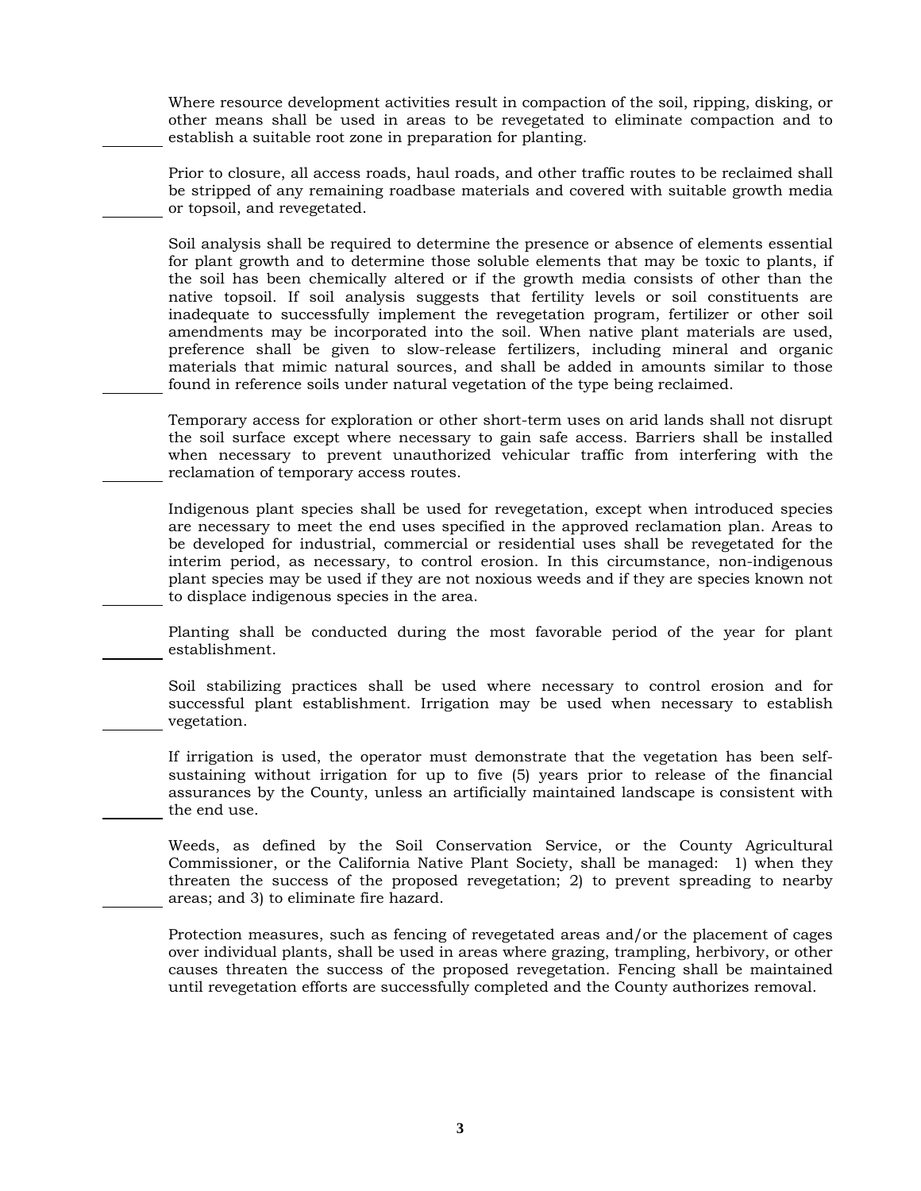_______ Where resource development activities result in compaction of the soil, ripping, disking, or other means shall be used in areas to be revegetated to eliminate compaction and to establish a suitable root zone in preparation for planting.

_______ Prior to closure, all access roads, haul roads, and other traffic routes to be reclaimed shall be stripped of any remaining roadbase materials and covered with suitable growth media or topsoil, and revegetated.

_______ Soil analysis shall be required to determine the presence or absence of elements essential for plant growth and to determine those soluble elements that may be toxic to plants, if the soil has been chemically altered or if the growth media consists of other than the native topsoil. If soil analysis suggests that fertility levels or soil constituents are inadequate to successfully implement the revegetation program, fertilizer or other soil amendments may be incorporated into the soil. When native plant materials are used, preference shall be given to slow-release fertilizers, including mineral and organic materials that mimic natural sources, and shall be added in amounts similar to those found in reference soils under natural vegetation of the type being reclaimed.

_______ Temporary access for exploration or other short-term uses on arid lands shall not disrupt the soil surface except where necessary to gain safe access. Barriers shall be installed when necessary to prevent unauthorized vehicular traffic from interfering with the reclamation of temporary access routes.

_______ Indigenous plant species shall be used for revegetation, except when introduced species are necessary to meet the end uses specified in the approved reclamation plan. Areas to be developed for industrial, commercial or residential uses shall be revegetated for the interim period, as necessary, to control erosion. In this circumstance, non-indigenous plant species may be used if they are not noxious weeds and if they are species known not to displace indigenous species in the area.

_______ Planting shall be conducted during the most favorable period of the year for plant establishment.

_______ Soil stabilizing practices shall be used where necessary to control erosion and for successful plant establishment. Irrigation may be used when necessary to establish vegetation.

_______ If irrigation is used, the operator must demonstrate that the vegetation has been self-sustaining without irrigation for up to five (5) years prior to release of the financial assurances by the County, unless an artificially maintained landscape is consistent with the end use.

_______ Weeds, as defined by the Soil Conservation Service, or the County Agricultural Commissioner, or the California Native Plant Society, shall be managed: 1) when they threaten the success of the proposed revegetation; 2) to prevent spreading to nearby areas; and 3) to eliminate fire hazard.

_______ Protection measures, such as fencing of revegetated areas and/or the placement of cages over individual plants, shall be used in areas where grazing, trampling, herbivory, or other causes threaten the success of the proposed revegetation. Fencing shall be maintained until revegetation efforts are successfully completed and the County authorizes removal.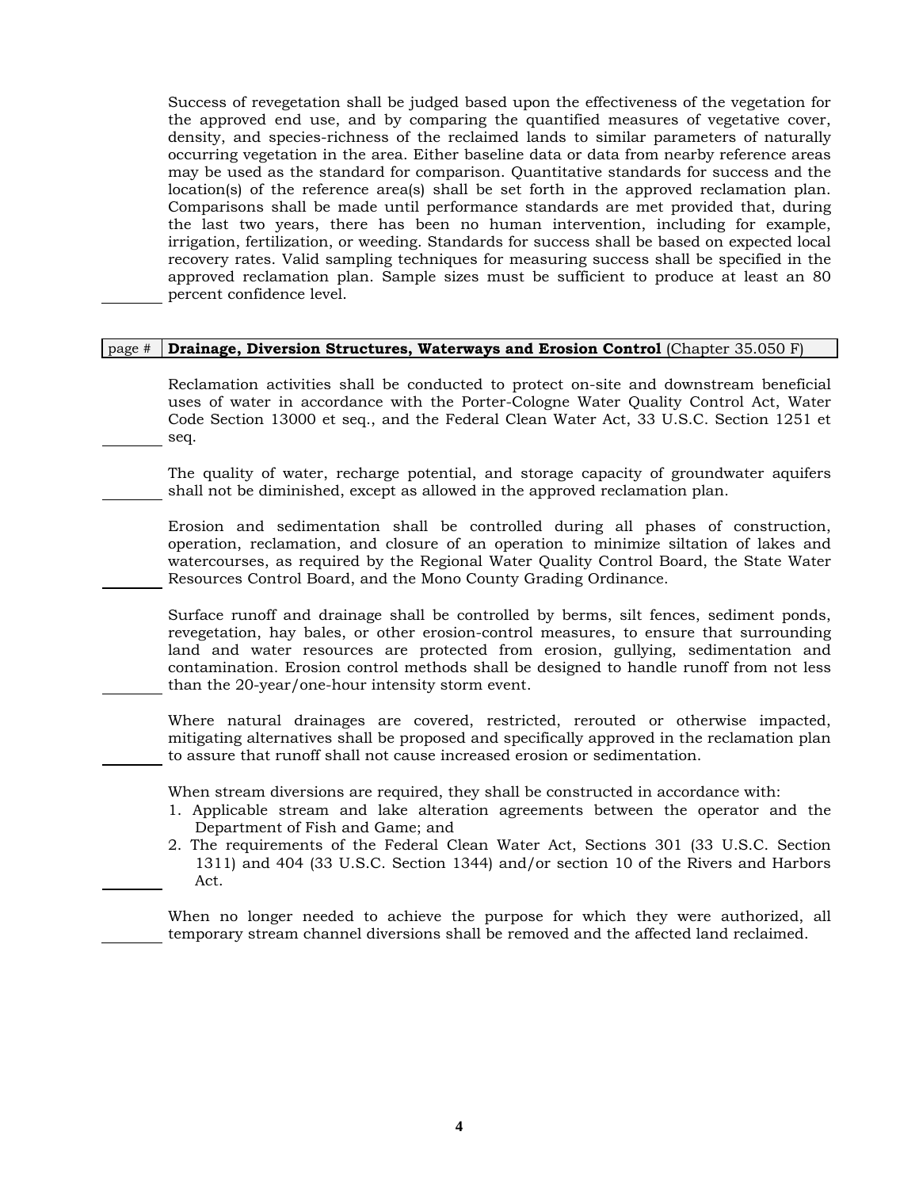Success of revegetation shall be judged based upon the effectiveness of the vegetation for the approved end use, and by comparing the quantified measures of vegetative cover, density, and species-richness of the reclaimed lands to similar parameters of naturally occurring vegetation in the area. Either baseline data or data from nearby reference areas may be used as the standard for comparison. Quantitative standards for success and the location(s) of the reference area(s) shall be set forth in the approved reclamation plan. Comparisons shall be made until performance standards are met provided that, during the last two years, there has been no human intervention, including for example, irrigation, fertilization, or weeding. Standards for success shall be based on expected local recovery rates. Valid sampling techniques for measuring success shall be specified in the approved reclamation plan. Sample sizes must be sufficient to produce at least an 80 percent confidence level.

| page # | **Drainage, Diversion Structures, Waterways and Erosion Control** (Chapter 35.050 F) |
|---|---|

Reclamation activities shall be conducted to protect on-site and downstream beneficial uses of water in accordance with the Porter-Cologne Water Quality Control Act, Water Code Section 13000 et seq., and the Federal Clean Water Act, 33 U.S.C. Section 1251 et seq.

The quality of water, recharge potential, and storage capacity of groundwater aquifers shall not be diminished, except as allowed in the approved reclamation plan.

Erosion and sedimentation shall be controlled during all phases of construction, operation, reclamation, and closure of an operation to minimize siltation of lakes and watercourses, as required by the Regional Water Quality Control Board, the State Water Resources Control Board, and the Mono County Grading Ordinance.

Surface runoff and drainage shall be controlled by berms, silt fences, sediment ponds, revegetation, hay bales, or other erosion-control measures, to ensure that surrounding land and water resources are protected from erosion, gullying, sedimentation and contamination. Erosion control methods shall be designed to handle runoff from not less than the 20-year/one-hour intensity storm event.

Where natural drainages are covered, restricted, rerouted or otherwise impacted, mitigating alternatives shall be proposed and specifically approved in the reclamation plan to assure that runoff shall not cause increased erosion or sedimentation.

When stream diversions are required, they shall be constructed in accordance with:

1. Applicable stream and lake alteration agreements between the operator and the Department of Fish and Game; and
2. The requirements of the Federal Clean Water Act, Sections 301 (33 U.S.C. Section 1311) and 404 (33 U.S.C. Section 1344) and/or section 10 of the Rivers and Harbors Act.

When no longer needed to achieve the purpose for which they were authorized, all temporary stream channel diversions shall be removed and the affected land reclaimed.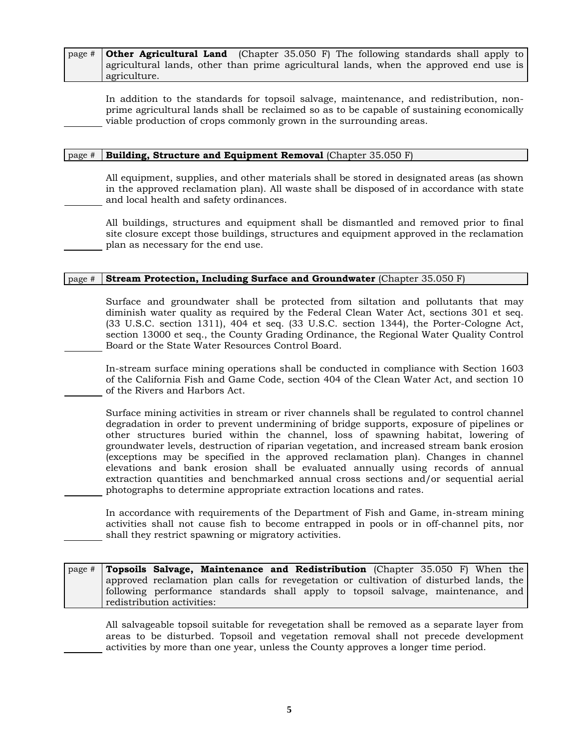| page # | **Other Agricultural Land** (Chapter 35.050 F) The following standards shall apply to agricultural lands, other than prime agricultural lands, when the approved end use is agriculture. |
|---|---|

In addition to the standards for topsoil salvage, maintenance, and redistribution, non-prime agricultural lands shall be reclaimed so as to be capable of sustaining economically viable production of crops commonly grown in the surrounding areas.

| page # | **Building, Structure and Equipment Removal** (Chapter 35.050 F) |
|---|---|

All equipment, supplies, and other materials shall be stored in designated areas (as shown in the approved reclamation plan). All waste shall be disposed of in accordance with state and local health and safety ordinances.

All buildings, structures and equipment shall be dismantled and removed prior to final site closure except those buildings, structures and equipment approved in the reclamation plan as necessary for the end use.

| page # | **Stream Protection, Including Surface and Groundwater** (Chapter 35.050 F) |
|---|---|

Surface and groundwater shall be protected from siltation and pollutants that may diminish water quality as required by the Federal Clean Water Act, sections 301 et seq. (33 U.S.C. section 1311), 404 et seq. (33 U.S.C. section 1344), the Porter-Cologne Act, section 13000 et seq., the County Grading Ordinance, the Regional Water Quality Control Board or the State Water Resources Control Board.

In-stream surface mining operations shall be conducted in compliance with Section 1603 of the California Fish and Game Code, section 404 of the Clean Water Act, and section 10 of the Rivers and Harbors Act.

Surface mining activities in stream or river channels shall be regulated to control channel degradation in order to prevent undermining of bridge supports, exposure of pipelines or other structures buried within the channel, loss of spawning habitat, lowering of groundwater levels, destruction of riparian vegetation, and increased stream bank erosion (exceptions may be specified in the approved reclamation plan). Changes in channel elevations and bank erosion shall be evaluated annually using records of annual extraction quantities and benchmarked annual cross sections and/or sequential aerial photographs to determine appropriate extraction locations and rates.

In accordance with requirements of the Department of Fish and Game, in-stream mining activities shall not cause fish to become entrapped in pools or in off-channel pits, nor shall they restrict spawning or migratory activities.

| page # | **Topsoils Salvage, Maintenance and Redistribution** (Chapter 35.050 F) When the approved reclamation plan calls for revegetation or cultivation of disturbed lands, the following performance standards shall apply to topsoil salvage, maintenance, and redistribution activities: |
|---|---|

All salvageable topsoil suitable for revegetation shall be removed as a separate layer from areas to be disturbed. Topsoil and vegetation removal shall not precede development activities by more than one year, unless the County approves a longer time period.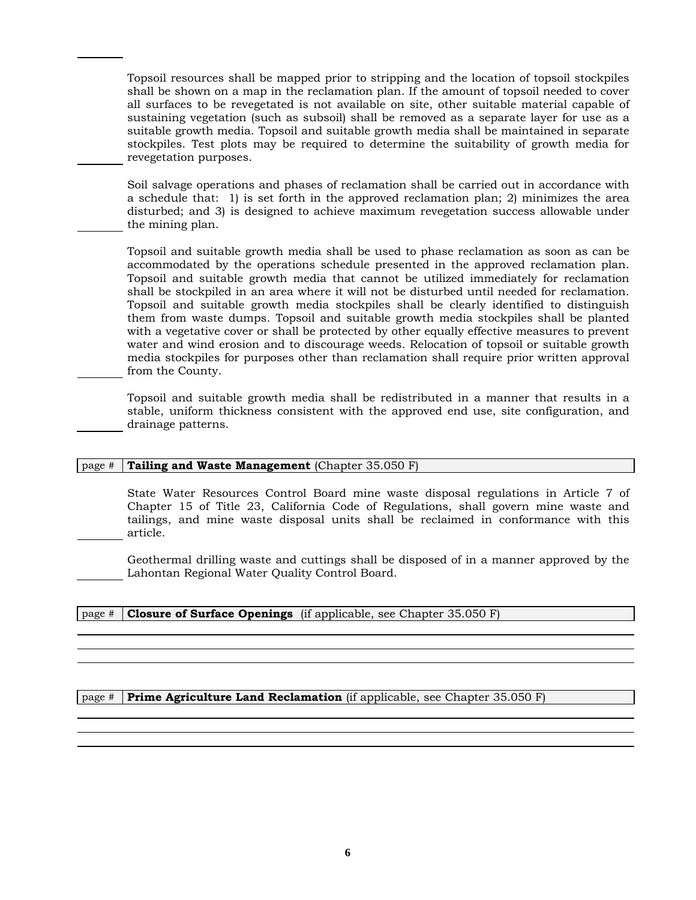Topsoil resources shall be mapped prior to stripping and the location of topsoil stockpiles shall be shown on a map in the reclamation plan. If the amount of topsoil needed to cover all surfaces to be revegetated is not available on site, other suitable material capable of sustaining vegetation (such as subsoil) shall be removed as a separate layer for use as a suitable growth media. Topsoil and suitable growth media shall be maintained in separate stockpiles. Test plots may be required to determine the suitability of growth media for revegetation purposes.

Soil salvage operations and phases of reclamation shall be carried out in accordance with a schedule that: 1) is set forth in the approved reclamation plan; 2) minimizes the area disturbed; and 3) is designed to achieve maximum revegetation success allowable under the mining plan.

Topsoil and suitable growth media shall be used to phase reclamation as soon as can be accommodated by the operations schedule presented in the approved reclamation plan. Topsoil and suitable growth media that cannot be utilized immediately for reclamation shall be stockpiled in an area where it will not be disturbed until needed for reclamation. Topsoil and suitable growth media stockpiles shall be clearly identified to distinguish them from waste dumps. Topsoil and suitable growth media stockpiles shall be planted with a vegetative cover or shall be protected by other equally effective measures to prevent water and wind erosion and to discourage weeds. Relocation of topsoil or suitable growth media stockpiles for purposes other than reclamation shall require prior written approval from the County.

Topsoil and suitable growth media shall be redistributed in a manner that results in a stable, uniform thickness consistent with the approved end use, site configuration, and drainage patterns.

| page # | **Tailing and Waste Management** (Chapter 35.050 F) |
|---|---|

State Water Resources Control Board mine waste disposal regulations in Article 7 of Chapter 15 of Title 23, California Code of Regulations, shall govern mine waste and tailings, and mine waste disposal units shall be reclaimed in conformance with this article.

Geothermal drilling waste and cuttings shall be disposed of in a manner approved by the Lahontan Regional Water Quality Control Board.

| page # | **Closure of Surface Openings** (if applicable, see Chapter 35.050 F) |
|---|---|

| page # | **Prime Agriculture Land Reclamation** (if applicable, see Chapter 35.050 F) |
|---|---|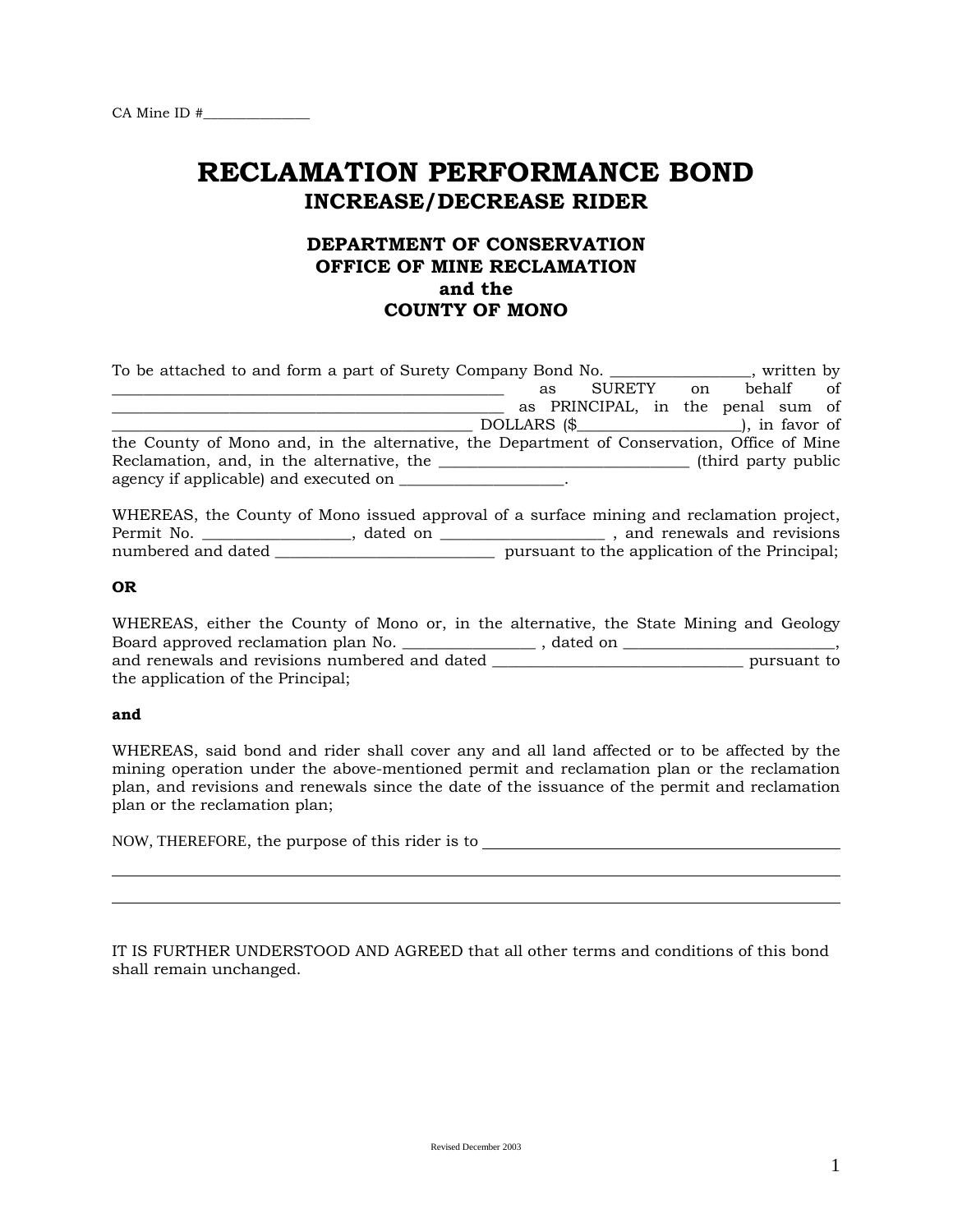CA Mine ID #_______________

# RECLAMATION PERFORMANCE BOND

## INCREASE/DECREASE RIDER

### DEPARTMENT OF CONSERVATION
### OFFICE OF MINE RECLAMATION
### and the
### COUNTY OF MONO

To be attached to and form a part of Surety Company Bond No. _________________, written by _________________________________________________ as SURETY on behalf of _________________________________________________ as PRINCIPAL, in the penal sum of _____________________________________________ DOLLARS ($_____________________), in favor of the County of Mono and, in the alternative, the Department of Conservation, Office of Mine Reclamation, and, in the alternative, the _______________________________ (third party public agency if applicable) and executed on ____________________.

WHEREAS, the County of Mono issued approval of a surface mining and reclamation project, Permit No. __________________, dated on ____________________ , and renewals and revisions numbered and dated ____________________________ pursuant to the application of the Principal;

**OR**

WHEREAS, either the County of Mono or, in the alternative, the State Mining and Geology Board approved reclamation plan No. _________________ , dated on __________________________, and renewals and revisions numbered and dated ________________________________ pursuant to the application of the Principal;

**and**

WHEREAS, said bond and rider shall cover any and all land affected or to be affected by the mining operation under the above-mentioned permit and reclamation plan or the reclamation plan, and revisions and renewals since the date of the issuance of the permit and reclamation plan or the reclamation plan;

NOW, THEREFORE, the purpose of this rider is to _____________________________________________

_____________________________________________________________________________________

_____________________________________________________________________________________

IT IS FURTHER UNDERSTOOD AND AGREED that all other terms and conditions of this bond shall remain unchanged.

Revised December 2003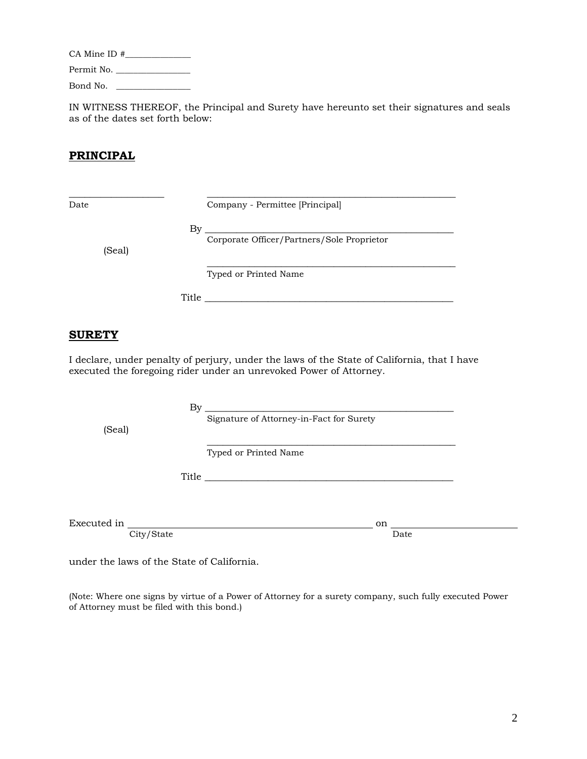CA Mine ID #_______________

Permit No. _________________

Bond No. _________________

IN WITNESS THEREOF, the Principal and Surety have hereunto set their signatures and seals as of the dates set forth below:

## **PRINCIPAL**

_____________________ _______________________________________________________

Date Company - Permittee [Principal]

By _______________________________________________________

Corporate Officer/Partners/Sole Proprietor

(Seal)

_______________________________________________________

Typed or Printed Name

Title _______________________________________________________

## **SURETY**

I declare, under penalty of perjury, under the laws of the State of California, that I have executed the foregoing rider under an unrevoked Power of Attorney.

By _______________________________________________________

Signature of Attorney-in-Fact for Surety

(Seal)

_______________________________________________________

Typed or Printed Name

Title _______________________________________________________

Executed in _______________________________________________________ on ___________________________

City/State Date

under the laws of the State of California.

(Note: Where one signs by virtue of a Power of Attorney for a surety company, such fully executed Power of Attorney must be filed with this bond.)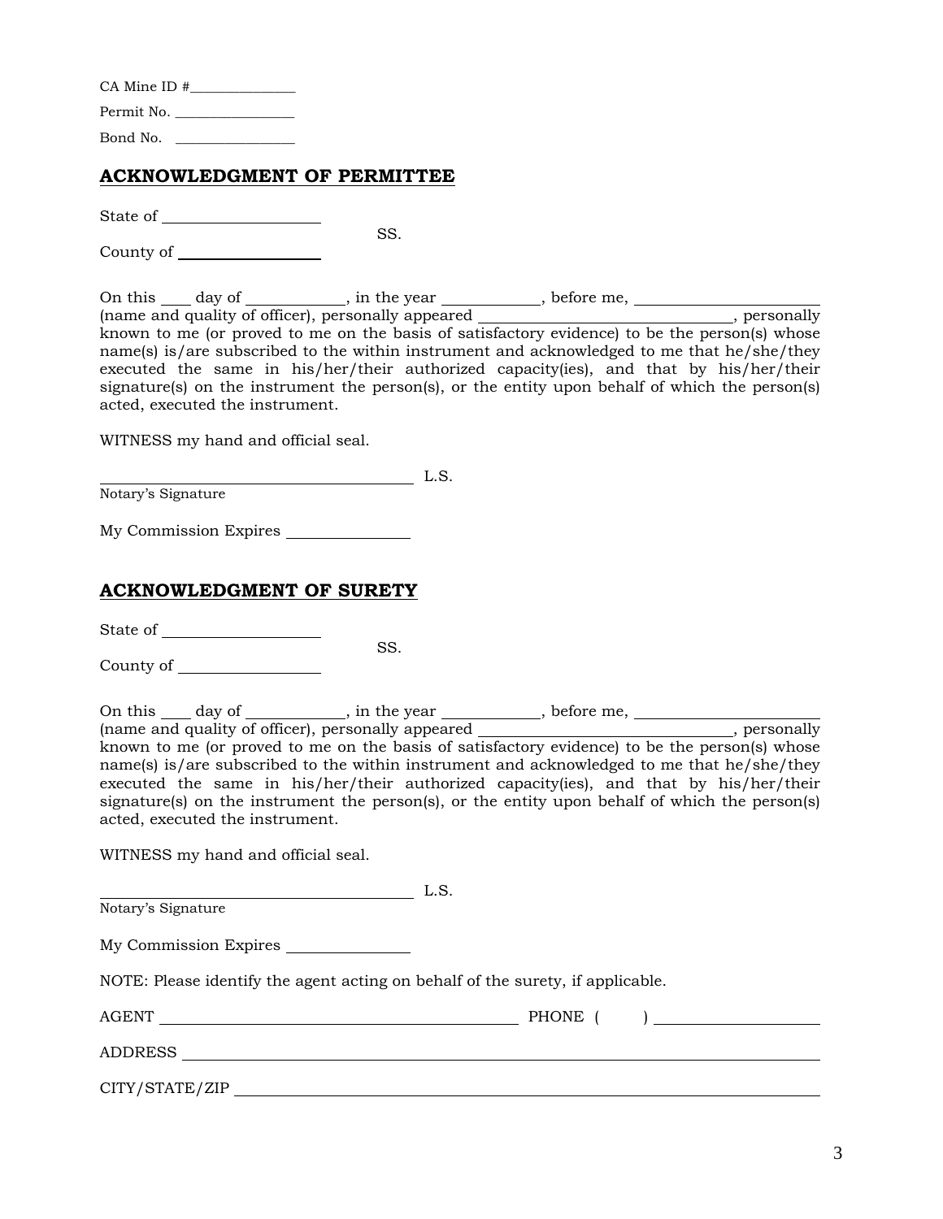CA Mine ID #______________

Permit No. ________________

Bond No. ________________

## ACKNOWLEDGMENT OF PERMITTEE

State of ___________________

SS.

County of _________________

On this ____ day of ____________, in the year ____________, before me, _______________________ (name and quality of officer), personally appeared ________________________________, personally known to me (or proved to me on the basis of satisfactory evidence) to be the person(s) whose name(s) is/are subscribed to the within instrument and acknowledged to me that he/she/they executed the same in his/her/their authorized capacity(ies), and that by his/her/their signature(s) on the instrument the person(s), or the entity upon behalf of which the person(s) acted, executed the instrument.

WITNESS my hand and official seal.

_______________________________________ L.S.
Notary's Signature

My Commission Expires _______________

## ACKNOWLEDGMENT OF SURETY

State of ___________________

SS.

County of _________________

On this ____ day of ____________, in the year ____________, before me, _______________________ (name and quality of officer), personally appeared ________________________________, personally known to me (or proved to me on the basis of satisfactory evidence) to be the person(s) whose name(s) is/are subscribed to the within instrument and acknowledged to me that he/she/they executed the same in his/her/their authorized capacity(ies), and that by his/her/their signature(s) on the instrument the person(s), or the entity upon behalf of which the person(s) acted, executed the instrument.

WITNESS my hand and official seal.

_______________________________________ L.S.
Notary's Signature

My Commission Expires _______________

NOTE: Please identify the agent acting on behalf of the surety, if applicable.

AGENT ____________________________________________ PHONE (      ) ____________________

ADDRESS ______________________________________________________________________________

CITY/STATE/ZIP ________________________________________________________________________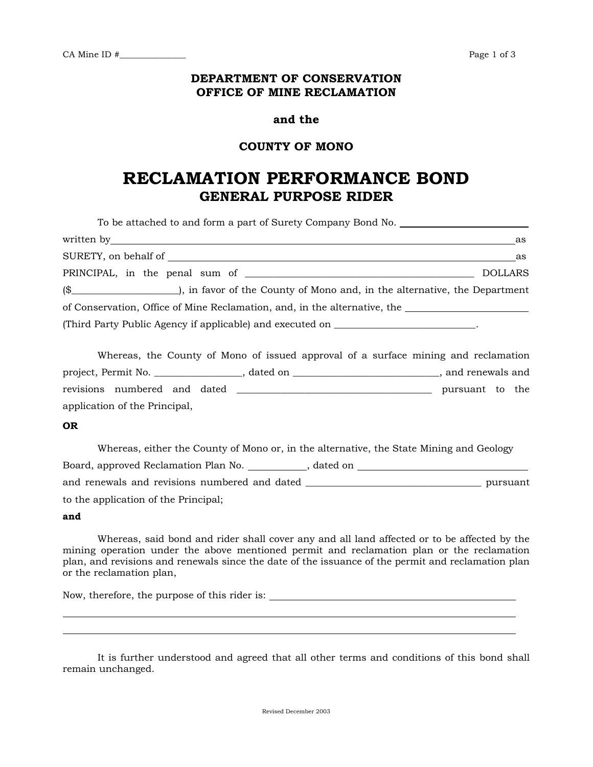CA Mine ID #_______________

**DEPARTMENT OF CONSERVATION**
**OFFICE OF MINE RECLAMATION**

**and the**

**COUNTY OF MONO**

# RECLAMATION PERFORMANCE BOND

## GENERAL PURPOSE RIDER

To be attached to and form a part of Surety Company Bond No. ____________________ written by ____________________________________________________________ as SURETY, on behalf of ____________________________________________________ as PRINCIPAL, in the penal sum of ____________________________________ DOLLARS ($____________________), in favor of the County of Mono and, in the alternative, the Department of Conservation, Office of Mine Reclamation, and, in the alternative, the ____________________ (Third Party Public Agency if applicable) and executed on ____________________________.

Whereas, the County of Mono of issued approval of a surface mining and reclamation project, Permit No. ________________, dated on ____________________________, and renewals and revisions numbered and dated ______________________________________ pursuant to the application of the Principal,

**OR**

Whereas, either the County of Mono or, in the alternative, the State Mining and Geology Board, approved Reclamation Plan No. ___________, dated on ____________________________ and renewals and revisions numbered and dated ___________________________________ pursuant to the application of the Principal;

**and**

Whereas, said bond and rider shall cover any and all land affected or to be affected by the mining operation under the above mentioned permit and reclamation plan or the reclamation plan, and revisions and renewals since the date of the issuance of the permit and reclamation plan or the reclamation plan,

Now, therefore, the purpose of this rider is: ______________________________________________

______________________________________________________________________________

______________________________________________________________________________

It is further understood and agreed that all other terms and conditions of this bond shall remain unchanged.

Revised December 2003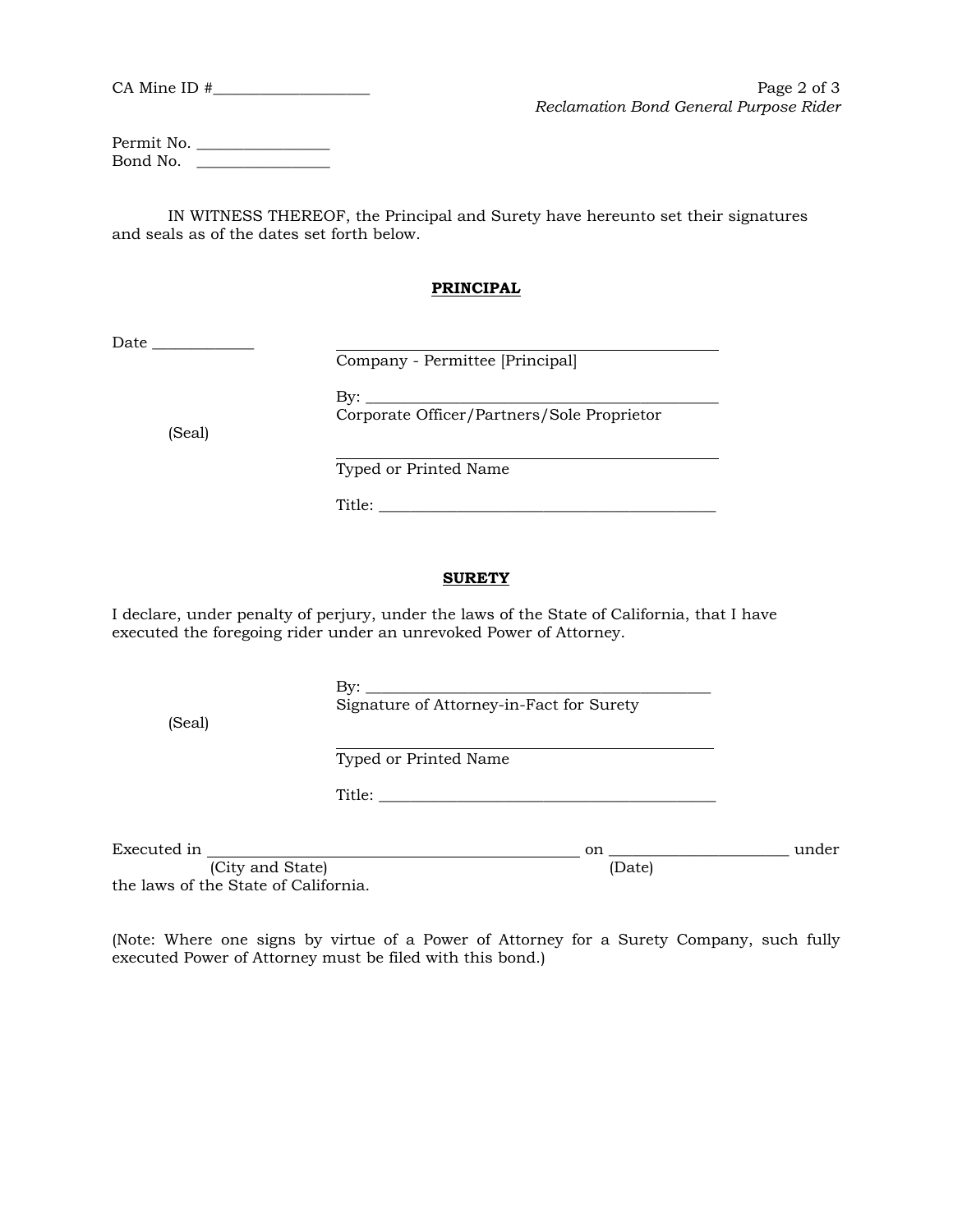CA Mine ID #____________________

Permit No. _________________
Bond No. _________________

IN WITNESS THEREOF, the Principal and Surety have hereunto set their signatures and seals as of the dates set forth below.

**PRINCIPAL**

Date _____________

_______________________________________________
Company - Permittee [Principal]

By: ____________________________________________
Corporate Officer/Partners/Sole Proprietor

(Seal)

_______________________________________________
Typed or Printed Name

Title: __________________________________________

**SURETY**

I declare, under penalty of perjury, under the laws of the State of California, that I have executed the foregoing rider under an unrevoked Power of Attorney.

By: ____________________________________________
Signature of Attorney-in-Fact for Surety

(Seal)

_______________________________________________
Typed or Printed Name

Title: __________________________________________

Executed in ______________________________________________ on ______________________ under
(City and State) (Date)
the laws of the State of California.

(Note: Where one signs by virtue of a Power of Attorney for a Surety Company, such fully executed Power of Attorney must be filed with this bond.)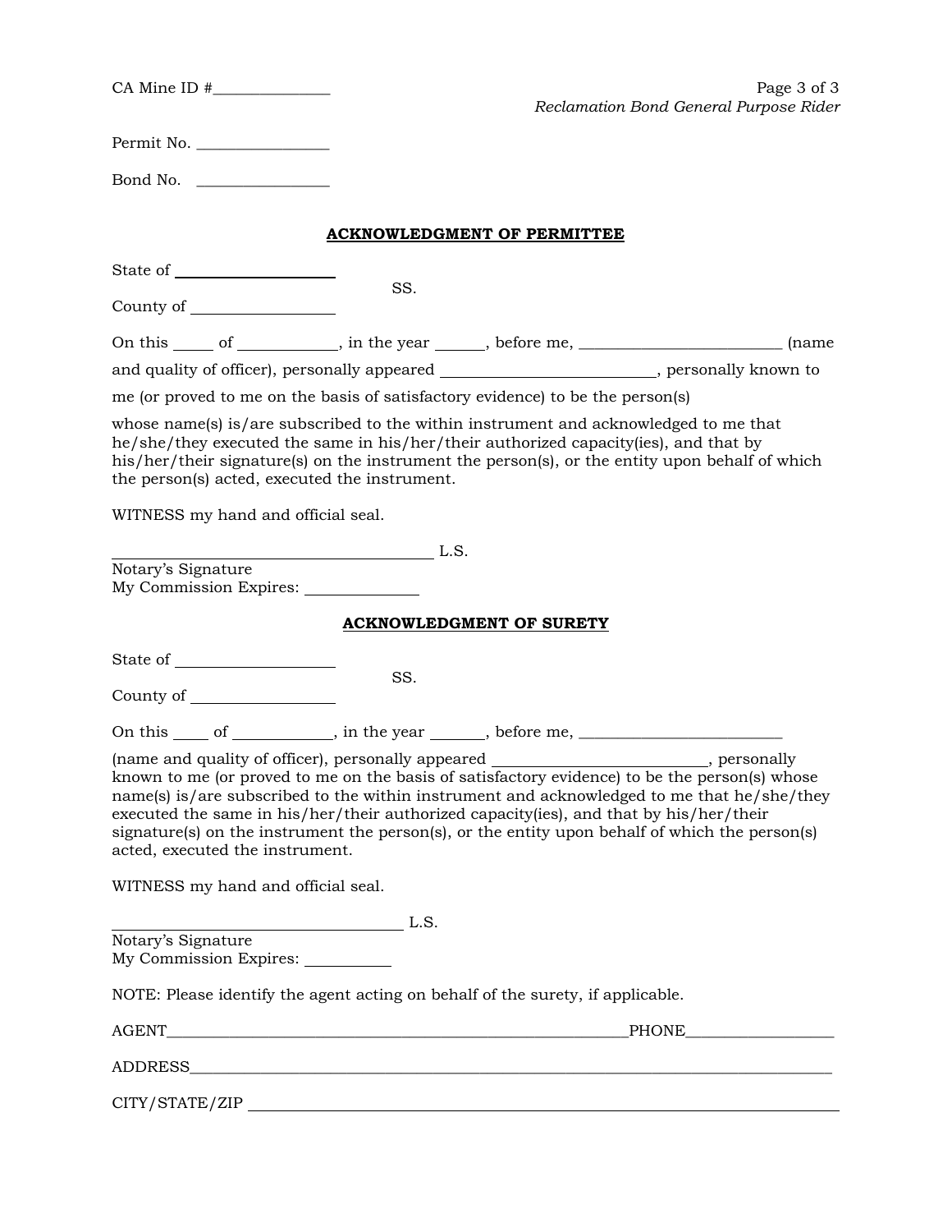CA Mine ID #______________

*Reclamation Bond General Purpose Rider*

Permit No. ________________

Bond No. ________________

**ACKNOWLEDGMENT OF PERMITTEE**

State of ____________________

SS.

County of _________________

On this _____ of ____________, in the year ______, before me, _________________________ (name and quality of officer), personally appeared ___________________________, personally known to me (or proved to me on the basis of satisfactory evidence) to be the person(s) whose name(s) is/are subscribed to the within instrument and acknowledged to me that he/she/they executed the same in his/her/their authorized capacity(ies), and that by his/her/their signature(s) on the instrument the person(s), or the entity upon behalf of which the person(s) acted, executed the instrument.

WITNESS my hand and official seal.

________________________________________ L.S.
Notary's Signature
My Commission Expires: ______________

**ACKNOWLEDGMENT OF SURETY**

State of ____________________

SS.

County of _________________

On this _____ of ____________, in the year _______, before me, _________________________ (name and quality of officer), personally appeared ___________________________, personally known to me (or proved to me on the basis of satisfactory evidence) to be the person(s) whose name(s) is/are subscribed to the within instrument and acknowledged to me that he/she/they executed the same in his/her/their authorized capacity(ies), and that by his/her/their signature(s) on the instrument the person(s), or the entity upon behalf of which the person(s) acted, executed the instrument.

WITNESS my hand and official seal.

____________________________________ L.S.
Notary's Signature
My Commission Expires: ___________

NOTE: Please identify the agent acting on behalf of the surety, if applicable.

AGENT__________________________________________________________PHONE__________________

ADDRESS_________________________________________________________________________________

CITY/STATE/ZIP _________________________________________________________________________